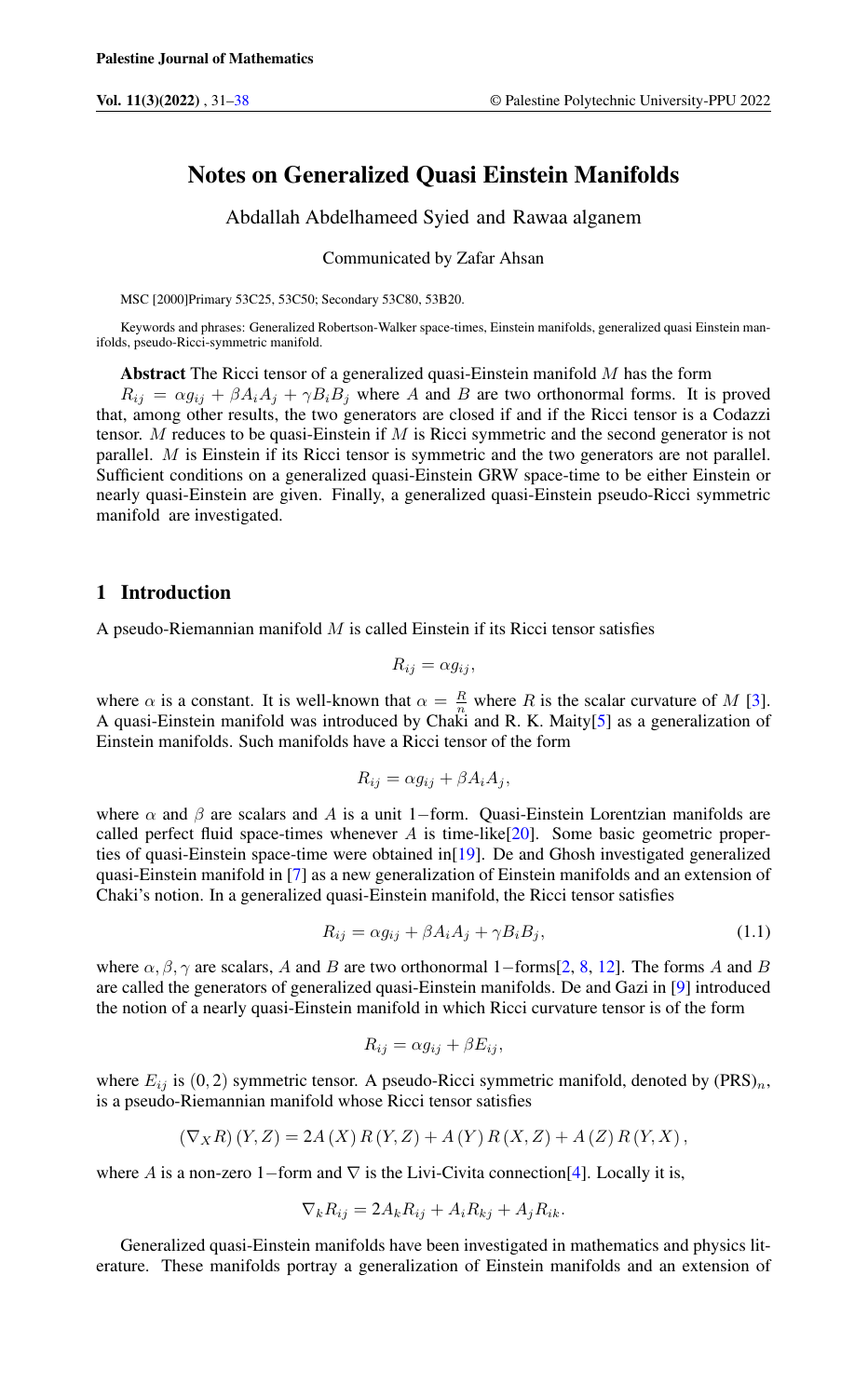# Notes on Generalized Quasi Einstein Manifolds

Abdallah Abdelhameed Syied and Rawaa alganem

Communicated by Zafar Ahsan

MSC [2000]Primary 53C25, 53C50; Secondary 53C80, 53B20.

Keywords and phrases: Generalized Robertson-Walker space-times, Einstein manifolds, generalized quasi Einstein manifolds, pseudo-Ricci-symmetric manifold.

**Abstract** The Ricci tensor of a generalized quasi-Einstein manifold $M$ has the form $R_{ij} = \alpha g_{ij} + \beta A_i A_j + \gamma B_i B_j$ where $A$ and $B$ are two orthonormal forms. It is proved that, among other results, the two generators are closed if and if the Ricci tensor is a Codazzi tensor. $M$ reduces to be quasi-Einstein if $M$ is Ricci symmetric and the second generator is not parallel. $M$ is Einstein if its Ricci tensor is symmetric and the two generators are not parallel. Sufficient conditions on a generalized quasi-Einstein GRW space-time to be either Einstein or nearly quasi-Einstein are given. Finally, a generalized quasi-Einstein pseudo-Ricci symmetric manifold are investigated.

## 1 Introduction

A pseudo-Riemannian manifold $M$ is called Einstein if its Ricci tensor satisfies

$$R_{ij} = \alpha g_{ij},$$

where $\alpha$ is a constant. It is well-known that $\alpha = \frac{R}{n}$ where $R$ is the scalar curvature of $M$ [3]. A quasi-Einstein manifold was introduced by Chaki and R. K. Maity[5] as a generalization of Einstein manifolds. Such manifolds have a Ricci tensor of the form

$$R_{ij} = \alpha g_{ij} + \beta A_i A_j,$$

where $\alpha$ and $\beta$ are scalars and $A$ is a unit $1-$form. Quasi-Einstein Lorentzian manifolds are called perfect fluid space-times whenever $A$ is time-like[20]. Some basic geometric properties of quasi-Einstein space-time were obtained in[19]. De and Ghosh investigated generalized quasi-Einstein manifold in [7] as a new generalization of Einstein manifolds and an extension of Chaki's notion. In a generalized quasi-Einstein manifold, the Ricci tensor satisfies

$$R_{ij} = \alpha g_{ij} + \beta A_i A_j + \gamma B_i B_j, \tag{1.1}$$

where $\alpha, \beta, \gamma$ are scalars, $A$ and $B$ are two orthonormal $1-$forms[2, 8, 12]. The forms $A$ and $B$ are called the generators of generalized quasi-Einstein manifolds. De and Gazi in [9] introduced the notion of a nearly quasi-Einstein manifold in which Ricci curvature tensor is of the form

$$R_{ij} = \alpha g_{ij} + \beta E_{ij},$$

where $E_{ij}$ is $(0, 2)$ symmetric tensor. A pseudo-Ricci symmetric manifold, denoted by (PRS)$_n$, is a pseudo-Riemannian manifold whose Ricci tensor satisfies

$$(\nabla_X R)(Y, Z) = 2A(X) R(Y, Z) + A(Y) R(X, Z) + A(Z) R(Y, X),$$

where $A$ is a non-zero $1-$form and $\nabla$ is the Livi-Civita connection[4]. Locally it is,

$$\nabla_k R_{ij} = 2A_k R_{ij} + A_i R_{kj} + A_j R_{ik}.$$

Generalized quasi-Einstein manifolds have been investigated in mathematics and physics literature. These manifolds portray a generalization of Einstein manifolds and an extension of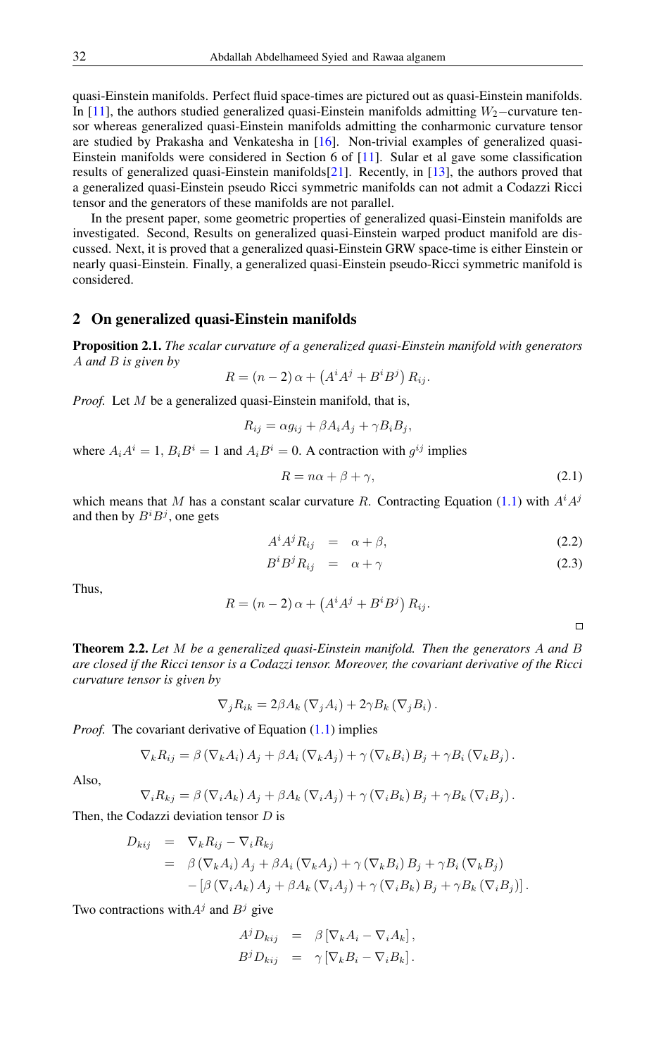quasi-Einstein manifolds. Perfect fluid space-times are pictured out as quasi-Einstein manifolds. In [11], the authors studied generalized quasi-Einstein manifolds admitting $W_2-$curvature tensor whereas generalized quasi-Einstein manifolds admitting the conharmonic curvature tensor are studied by Prakasha and Venkatesha in [16]. Non-trivial examples of generalized quasi-Einstein manifolds were considered in Section 6 of [11]. Sular et al gave some classification results of generalized quasi-Einstein manifolds[21]. Recently, in [13], the authors proved that a generalized quasi-Einstein pseudo Ricci symmetric manifolds can not admit a Codazzi Ricci tensor and the generators of these manifolds are not parallel.

In the present paper, some geometric properties of generalized quasi-Einstein manifolds are investigated. Second, Results on generalized quasi-Einstein warped product manifold are discussed. Next, it is proved that a generalized quasi-Einstein GRW space-time is either Einstein or nearly quasi-Einstein. Finally, a generalized quasi-Einstein pseudo-Ricci symmetric manifold is considered.

## 2 On generalized quasi-Einstein manifolds

**Proposition 2.1.** *The scalar curvature of a generalized quasi-Einstein manifold with generators $A$ and $B$ is given by*

$$R = (n-2)\,\alpha + \left(A^i A^j + B^i B^j\right) R_{ij}.$$

*Proof.* Let $M$ be a generalized quasi-Einstein manifold, that is,

$$R_{ij} = \alpha g_{ij} + \beta A_i A_j + \gamma B_i B_j,$$

where $A_i A^i = 1$, $B_i B^i = 1$ and $A_i B^i = 0$. A contraction with $g^{ij}$ implies

$$R = n\alpha + \beta + \gamma, \tag{2.1}$$

which means that $M$ has a constant scalar curvature $R$. Contracting Equation (1.1) with $A^i A^j$ and then by $B^i B^j$, one gets

$$A^i A^j R_{ij} = \alpha + \beta, \tag{2.2}$$

$$B^i B^j R_{ij} = \alpha + \gamma \tag{2.3}$$

Thus,

$$R = (n-2)\,\alpha + \left(A^i A^j + B^i B^j\right) R_{ij}.$$

□

**Theorem 2.2.** *Let $M$ be a generalized quasi-Einstein manifold. Then the generators $A$ and $B$ are closed if the Ricci tensor is a Codazzi tensor. Moreover, the covariant derivative of the Ricci curvature tensor is given by*

$$\nabla_j R_{ik} = 2\beta A_k \left(\nabla_j A_i\right) + 2\gamma B_k \left(\nabla_j B_i\right).$$

*Proof.* The covariant derivative of Equation (1.1) implies

$$\nabla_k R_{ij} = \beta \left(\nabla_k A_i\right) A_j + \beta A_i \left(\nabla_k A_j\right) + \gamma \left(\nabla_k B_i\right) B_j + \gamma B_i \left(\nabla_k B_j\right).$$

Also,

$$\nabla_i R_{kj} = \beta \left(\nabla_i A_k\right) A_j + \beta A_k \left(\nabla_i A_j\right) + \gamma \left(\nabla_i B_k\right) B_j + \gamma B_k \left(\nabla_i B_j\right).$$

Then, the Codazzi deviation tensor $D$ is

$$\begin{aligned}
D_{kij} &= \nabla_k R_{ij} - \nabla_i R_{kj} \\
&= \beta \left(\nabla_k A_i\right) A_j + \beta A_i \left(\nabla_k A_j\right) + \gamma \left(\nabla_k B_i\right) B_j + \gamma B_i \left(\nabla_k B_j\right) \\
&\quad - \left[\beta \left(\nabla_i A_k\right) A_j + \beta A_k \left(\nabla_i A_j\right) + \gamma \left(\nabla_i B_k\right) B_j + \gamma B_k \left(\nabla_i B_j\right)\right].
\end{aligned}$$

Two contractions with $A^j$ and $B^j$ give

$$\begin{aligned}
A^j D_{kij} &= \beta \left[\nabla_k A_i - \nabla_i A_k\right], \\
B^j D_{kij} &= \gamma \left[\nabla_k B_i - \nabla_i B_k\right].
\end{aligned}$$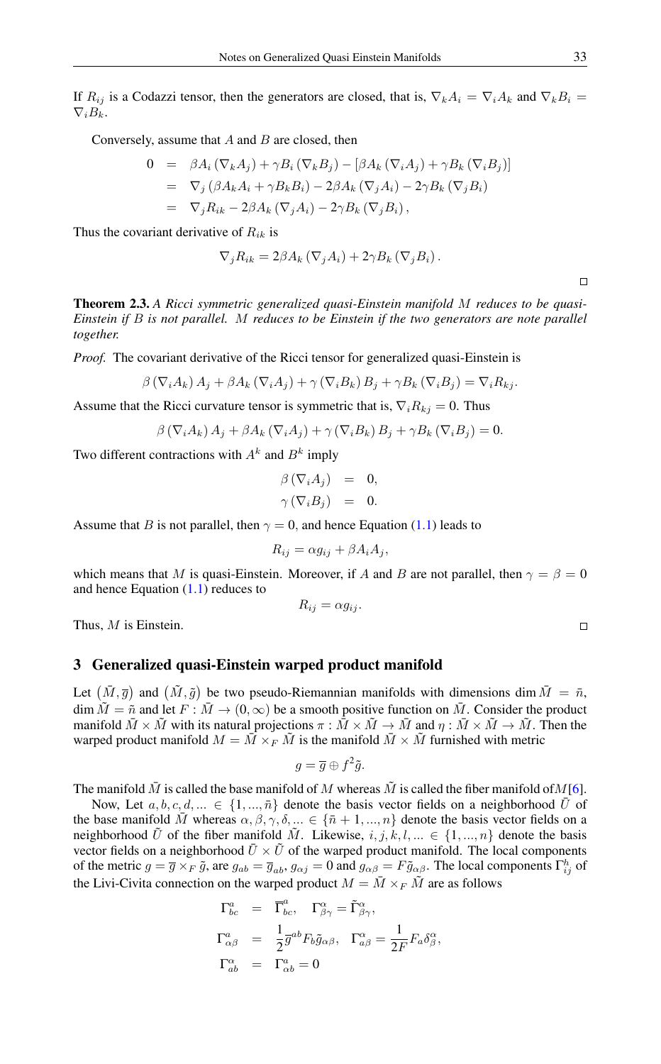If $R_{ij}$ is a Codazzi tensor, then the generators are closed, that is, $\nabla_k A_i = \nabla_i A_k$ and $\nabla_k B_i = \nabla_i B_k$.

Conversely, assume that $A$ and $B$ are closed, then

$$\begin{aligned}
0 &= \beta A_i (\nabla_k A_j) + \gamma B_i (\nabla_k B_j) - [\beta A_k (\nabla_i A_j) + \gamma B_k (\nabla_i B_j)] \\
&= \nabla_j (\beta A_k A_i + \gamma B_k B_i) - 2\beta A_k (\nabla_j A_i) - 2\gamma B_k (\nabla_j B_i) \\
&= \nabla_j R_{ik} - 2\beta A_k (\nabla_j A_i) - 2\gamma B_k (\nabla_j B_i),
\end{aligned}$$

Thus the covariant derivative of $R_{ik}$ is

$$\nabla_j R_{ik} = 2\beta A_k (\nabla_j A_i) + 2\gamma B_k (\nabla_j B_i).$$

□

**Theorem 2.3.** *A Ricci symmetric generalized quasi-Einstein manifold $M$ reduces to be quasi-Einstein if $B$ is not parallel. $M$ reduces to be Einstein if the two generators are note parallel together.*

*Proof.* The covariant derivative of the Ricci tensor for generalized quasi-Einstein is

$$\beta (\nabla_i A_k) A_j + \beta A_k (\nabla_i A_j) + \gamma (\nabla_i B_k) B_j + \gamma B_k (\nabla_i B_j) = \nabla_i R_{kj}.$$

Assume that the Ricci curvature tensor is symmetric that is, $\nabla_i R_{kj} = 0$. Thus

$$\beta (\nabla_i A_k) A_j + \beta A_k (\nabla_i A_j) + \gamma (\nabla_i B_k) B_j + \gamma B_k (\nabla_i B_j) = 0.$$

Two different contractions with $A^k$ and $B^k$ imply

$$\begin{aligned}
\beta (\nabla_i A_j) &= 0, \\
\gamma (\nabla_i B_j) &= 0.
\end{aligned}$$

Assume that $B$ is not parallel, then $\gamma = 0$, and hence Equation (1.1) leads to

$$R_{ij} = \alpha g_{ij} + \beta A_i A_j,$$

which means that $M$ is quasi-Einstein. Moreover, if $A$ and $B$ are not parallel, then $\gamma = \beta = 0$ and hence Equation (1.1) reduces to

$$R_{ij} = \alpha g_{ij}.$$

Thus, $M$ is Einstein. □

## 3 Generalized quasi-Einstein warped product manifold

Let $(\bar{M}, \overline{g})$ and $(\tilde{M}, \tilde{g})$ be two pseudo-Riemannian manifolds with dimensions $\dim \bar{M} = \bar{n}$, $\dim \tilde{M} = \tilde{n}$ and let $F : \bar{M} \to (0, \infty)$ be a smooth positive function on $\bar{M}$. Consider the product manifold $\bar{M} \times \tilde{M}$ with its natural projections $\pi : \bar{M} \times \tilde{M} \to \bar{M}$ and $\eta : \bar{M} \times \tilde{M} \to \tilde{M}$. Then the warped product manifold $M = \bar{M} \times_F \tilde{M}$ is the manifold $\bar{M} \times \tilde{M}$ furnished with metric

$$g = \overline{g} \oplus f^2 \tilde{g}.$$

The manifold $\bar{M}$ is called the base manifold of $M$ whereas $\tilde{M}$ is called the fiber manifold of $M$[6].

Now, Let $a, b, c, d, ... \in \{1, ..., \bar{n}\}$ denote the basis vector fields on a neighborhood $\bar{U}$ of the base manifold $\bar{M}$ whereas $\alpha, \beta, \gamma, \delta, ... \in \{\bar{n}+1, ..., n\}$ denote the basis vector fields on a neighborhood $\tilde{U}$ of the fiber manifold $\tilde{M}$. Likewise, $i, j, k, l, ... \in \{1, ..., n\}$ denote the basis vector fields on a neighborhood $\bar{U} \times \tilde{U}$ of the warped product manifold. The local components of the metric $g = \overline{g} \times_F \tilde{g}$, are $g_{ab} = \overline{g}_{ab}$, $g_{\alpha j} = 0$ and $g_{\alpha\beta} = F \tilde{g}_{\alpha\beta}$. The local components $\Gamma^h_{ij}$ of the Livi-Civita connection on the warped product $M = \bar{M} \times_F \tilde{M}$ are as follows

$$\begin{aligned}
\Gamma^a_{bc} &= \overline{\Gamma}^a_{bc}, \quad \Gamma^\alpha_{\beta\gamma} = \tilde{\Gamma}^\alpha_{\beta\gamma}, \\
\Gamma^a_{\alpha\beta} &= \frac{1}{2} \overline{g}^{ab} F_b \tilde{g}_{\alpha\beta}, \quad \Gamma^\alpha_{a\beta} = \frac{1}{2F} F_a \delta^\alpha_\beta, \\
\Gamma^\alpha_{ab} &= \Gamma^a_{\alpha b} = 0
\end{aligned}$$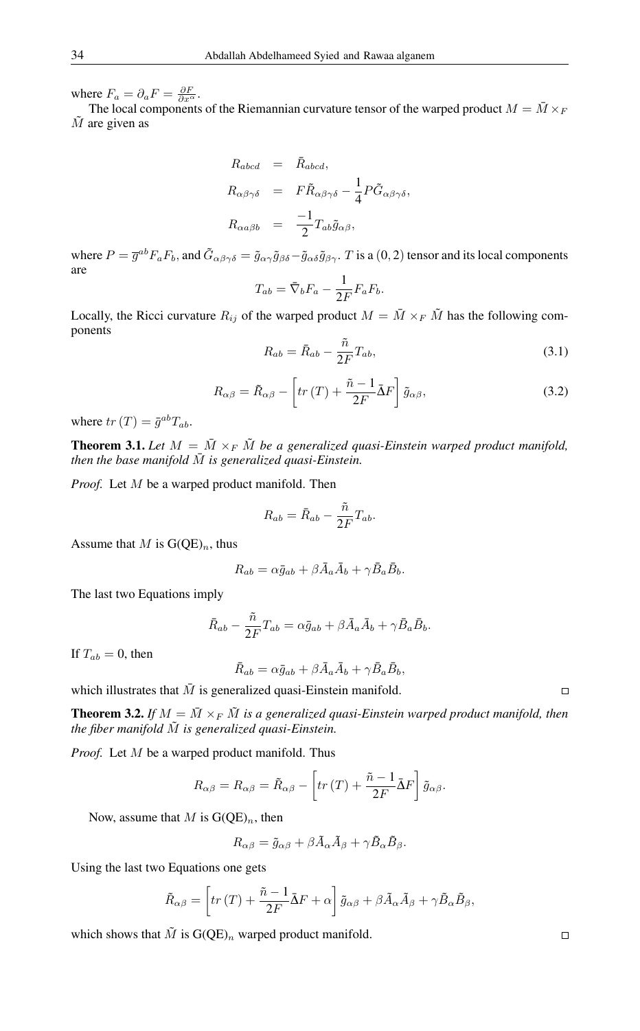where $F_a = \partial_a F = \frac{\partial F}{\partial x^a}$.

The local components of the Riemannian curvature tensor of the warped product $M = \bar{M} \times_F \tilde{M}$ are given as

$$
\begin{aligned}
R_{abcd} &= \bar{R}_{abcd}, \\
R_{\alpha\beta\gamma\delta} &= F\tilde{R}_{\alpha\beta\gamma\delta} - \frac{1}{4}P\tilde{G}_{\alpha\beta\gamma\delta}, \\
R_{\alpha a \beta b} &= \frac{-1}{2}T_{ab}\tilde{g}_{\alpha\beta},
\end{aligned}
$$

where $P = \overline{g}^{ab}F_aF_b$, and $\tilde{G}_{\alpha\beta\gamma\delta} = \tilde{g}_{\alpha\gamma}\tilde{g}_{\beta\delta} - \tilde{g}_{\alpha\delta}\tilde{g}_{\beta\gamma}$. $T$ is a $(0,2)$ tensor and its local components are

$$T_{ab} = \bar{\nabla}_b F_a - \frac{1}{2F}F_aF_b.$$

Locally, the Ricci curvature $R_{ij}$ of the warped product $M = \bar{M} \times_F \tilde{M}$ has the following components

$$R_{ab} = \bar{R}_{ab} - \frac{\tilde{n}}{2F}T_{ab}, \tag{3.1}$$

$$R_{\alpha\beta} = \tilde{R}_{\alpha\beta} - \left[tr\left(T\right) + \frac{\tilde{n}-1}{2F}\bar{\Delta}F\right]\tilde{g}_{\alpha\beta}, \tag{3.2}$$

where $tr\left(T\right) = \bar{g}^{ab}T_{ab}$.

**Theorem 3.1.** *Let $M = \bar{M} \times_F \tilde{M}$ be a generalized quasi-Einstein warped product manifold, then the base manifold $\bar{M}$ is generalized quasi-Einstein.*

*Proof.* Let $M$ be a warped product manifold. Then

$$R_{ab} = \bar{R}_{ab} - \frac{\tilde{n}}{2F}T_{ab}.$$

Assume that $M$ is G(QE)$_n$, thus

$$R_{ab} = \alpha\bar{g}_{ab} + \beta\bar{A}_a\bar{A}_b + \gamma\bar{B}_a\bar{B}_b.$$

The last two Equations imply

$$\bar{R}_{ab} - \frac{\tilde{n}}{2F}T_{ab} = \alpha\bar{g}_{ab} + \beta\bar{A}_a\bar{A}_b + \gamma\bar{B}_a\bar{B}_b.$$

If $T_{ab} = 0$, then

$$\bar{R}_{ab} = \alpha\bar{g}_{ab} + \beta\bar{A}_a\bar{A}_b + \gamma\bar{B}_a\bar{B}_b,$$

which illustrates that $\bar{M}$ is generalized quasi-Einstein manifold. ◻

**Theorem 3.2.** *If $M = \bar{M} \times_F \tilde{M}$ is a generalized quasi-Einstein warped product manifold, then the fiber manifold $\tilde{M}$ is generalized quasi-Einstein.*

*Proof.* Let $M$ be a warped product manifold. Thus

$$R_{\alpha\beta} = R_{\alpha\beta} = \tilde{R}_{\alpha\beta} - \left[tr\left(T\right) + \frac{\tilde{n}-1}{2F}\bar{\Delta}F\right]\tilde{g}_{\alpha\beta}.$$

Now, assume that $M$ is G(QE)$_n$, then

$$R_{\alpha\beta} = \tilde{g}_{\alpha\beta} + \beta\tilde{A}_\alpha\tilde{A}_\beta + \gamma\tilde{B}_\alpha\tilde{B}_\beta.$$

Using the last two Equations one gets

$$\tilde{R}_{\alpha\beta} = \left[tr\left(T\right) + \frac{\tilde{n}-1}{2F}\bar{\Delta}F + \alpha\right]\tilde{g}_{\alpha\beta} + \beta\tilde{A}_\alpha\tilde{A}_\beta + \gamma\tilde{B}_\alpha\tilde{B}_\beta,$$

which shows that $\tilde{M}$ is G(QE)$_n$ warped product manifold. ◻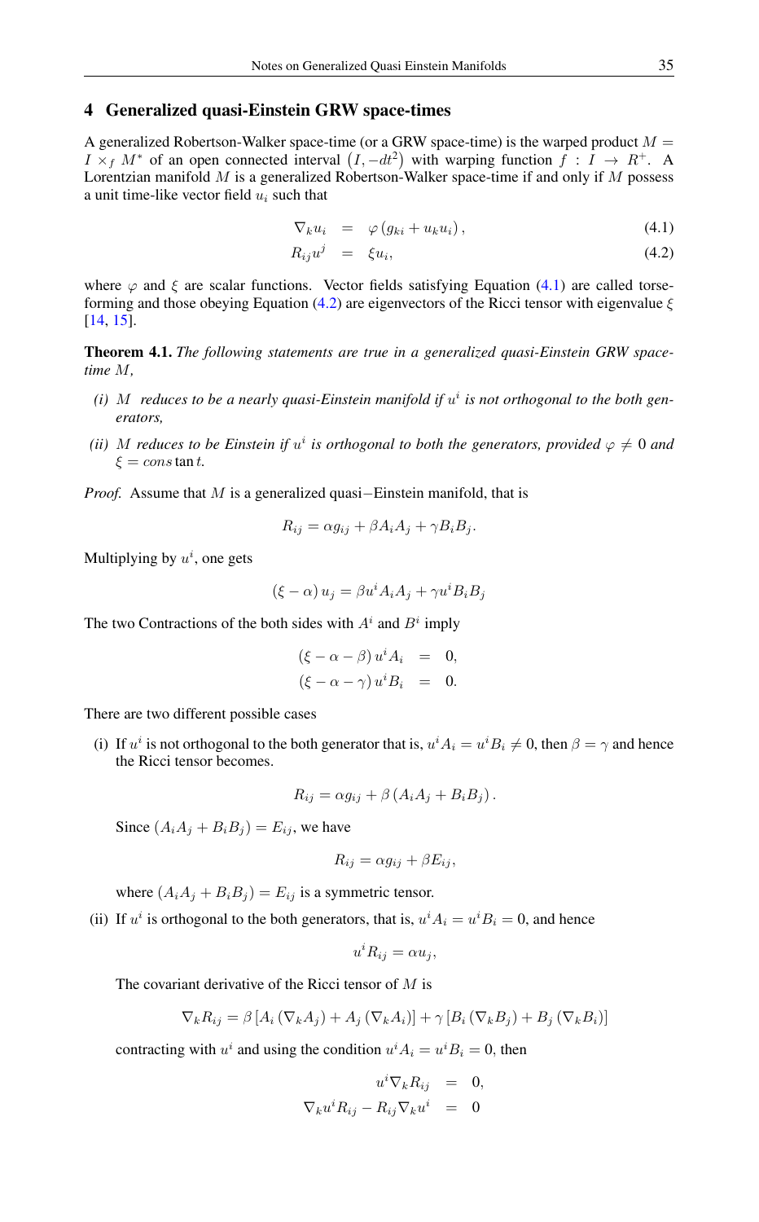## 4 Generalized quasi-Einstein GRW space-times

A generalized Robertson-Walker space-time (or a GRW space-time) is the warped product $M = I \times_f M^*$ of an open connected interval $(I, -dt^2)$ with warping function $f : I \to R^+$. A Lorentzian manifold $M$ is a generalized Robertson-Walker space-time if and only if $M$ possess a unit time-like vector field $u_i$ such that

$$\nabla_k u_i = \varphi (g_{ki} + u_k u_i), \tag{4.1}$$

$$R_{ij} u^j = \xi u_i, \tag{4.2}$$

where $\varphi$ and $\xi$ are scalar functions. Vector fields satisfying Equation (4.1) are called torse-forming and those obeying Equation (4.2) are eigenvectors of the Ricci tensor with eigenvalue $\xi$ [14, 15].

**Theorem 4.1.** *The following statements are true in a generalized quasi-Einstein GRW space-time $M$,*

*(i) $M$ reduces to be a nearly quasi-Einstein manifold if $u^i$ is not orthogonal to the both generators,*

*(ii) $M$ reduces to be Einstein if $u^i$ is orthogonal to both the generators, provided $\varphi \neq 0$ and $\xi = cons\tan t$.*

*Proof.* Assume that $M$ is a generalized quasi−Einstein manifold, that is

$$R_{ij} = \alpha g_{ij} + \beta A_i A_j + \gamma B_i B_j.$$

Multiplying by $u^i$, one gets

$$(\xi - \alpha) u_j = \beta u^i A_i A_j + \gamma u^i B_i B_j$$

The two Contractions of the both sides with $A^i$ and $B^i$ imply

$$(\xi - \alpha - \beta) u^i A_i = 0,$$

$$(\xi - \alpha - \gamma) u^i B_i = 0.$$

There are two different possible cases

(i) If $u^i$ is not orthogonal to the both generator that is, $u^i A_i = u^i B_i \neq 0$, then $\beta = \gamma$ and hence the Ricci tensor becomes.

$$R_{ij} = \alpha g_{ij} + \beta (A_i A_j + B_i B_j).$$

Since $(A_i A_j + B_i B_j) = E_{ij}$, we have

$$R_{ij} = \alpha g_{ij} + \beta E_{ij},$$

where $(A_i A_j + B_i B_j) = E_{ij}$ is a symmetric tensor.

(ii) If $u^i$ is orthogonal to the both generators, that is, $u^i A_i = u^i B_i = 0$, and hence

$$u^i R_{ij} = \alpha u_j,$$

The covariant derivative of the Ricci tensor of $M$ is

$$\nabla_k R_{ij} = \beta [A_i (\nabla_k A_j) + A_j (\nabla_k A_i)] + \gamma [B_i (\nabla_k B_j) + B_j (\nabla_k B_i)]$$

contracting with $u^i$ and using the condition $u^i A_i = u^i B_i = 0$, then

$$u^i \nabla_k R_{ij} = 0,$$

$$\nabla_k u^i R_{ij} - R_{ij} \nabla_k u^i = 0$$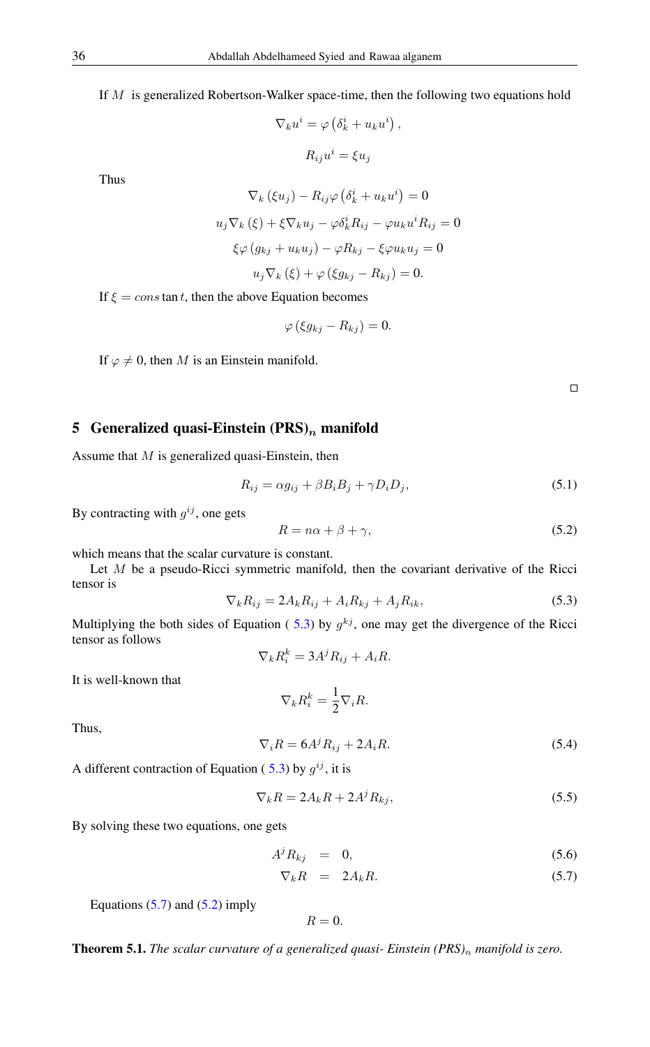If $M$ is generalized Robertson-Walker space-time, then the following two equations hold

$$\nabla_k u^i = \varphi\left(\delta_k^i + u_k u^i\right),$$

$$R_{ij} u^i = \xi u_j$$

Thus

$$\nabla_k\left(\xi u_j\right) - R_{ij}\varphi\left(\delta_k^i + u_k u^i\right) = 0$$

$$u_j \nabla_k\left(\xi\right) + \xi \nabla_k u_j - \varphi \delta_k^i R_{ij} - \varphi u_k u^i R_{ij} = 0$$

$$\xi\varphi\left(g_{kj} + u_k u_j\right) - \varphi R_{kj} - \xi\varphi u_k u_j = 0$$

$$u_j \nabla_k\left(\xi\right) + \varphi\left(\xi g_{kj} - R_{kj}\right) = 0.$$

If $\xi = cons\tan t$, then the above Equation becomes

$$\varphi\left(\xi g_{kj} - R_{kj}\right) = 0.$$

If $\varphi \neq 0$, then $M$ is an Einstein manifold.

□

## 5 Generalized quasi-Einstein (PRS)$_n$ manifold

Assume that $M$ is generalized quasi-Einstein, then

$$R_{ij} = \alpha g_{ij} + \beta B_i B_j + \gamma D_i D_j, \tag{5.1}$$

By contracting with $g^{ij}$, one gets

$$R = n\alpha + \beta + \gamma, \tag{5.2}$$

which means that the scalar curvature is constant.

Let $M$ be a pseudo-Ricci symmetric manifold, then the covariant derivative of the Ricci tensor is

$$\nabla_k R_{ij} = 2A_k R_{ij} + A_i R_{kj} + A_j R_{ik}, \tag{5.3}$$

Multiplying the both sides of Equation (5.3) by $g^{kj}$, one may get the divergence of the Ricci tensor as follows

$$\nabla_k R_i^k = 3A^j R_{ij} + A_i R.$$

It is well-known that

$$\nabla_k R_i^k = \frac{1}{2}\nabla_i R.$$

Thus,

$$\nabla_i R = 6A^j R_{ij} + 2A_i R. \tag{5.4}$$

A different contraction of Equation (5.3) by $g^{ij}$, it is

$$\nabla_k R = 2A_k R + 2A^j R_{kj}, \tag{5.5}$$

By solving these two equations, one gets

$$A^j R_{kj} = 0, \tag{5.6}$$

$$\nabla_k R = 2A_k R. \tag{5.7}$$

Equations (5.7) and (5.2) imply

$$R = 0.$$

**Theorem 5.1.** *The scalar curvature of a generalized quasi- Einstein (PRS)$_n$ manifold is zero.*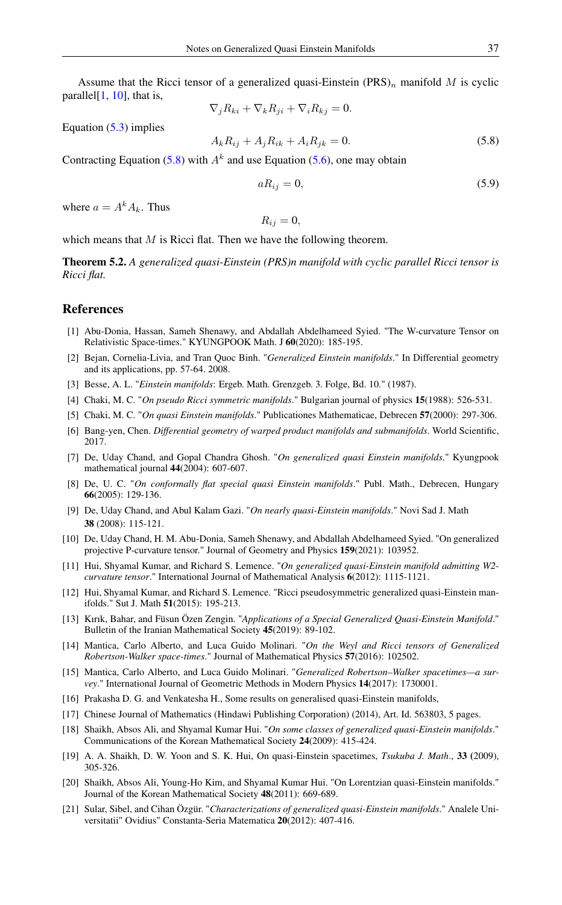Assume that the Ricci tensor of a generalized quasi-Einstein $(\text{PRS})_n$ manifold $M$ is cyclic parallel[1, 10], that is,

$$\nabla_j R_{ki} + \nabla_k R_{ji} + \nabla_i R_{kj} = 0.$$

Equation (5.3) implies

$$A_k R_{ij} + A_j R_{ik} + A_i R_{jk} = 0. \tag{5.8}$$

Contracting Equation (5.8) with $A^k$ and use Equation (5.6), one may obtain

$$a R_{ij} = 0, \tag{5.9}$$

where $a = A^k A_k$. Thus

$$R_{ij} = 0,$$

which means that $M$ is Ricci flat. Then we have the following theorem.

**Theorem 5.2.** *A generalized quasi-Einstein (PRS)n manifold with cyclic parallel Ricci tensor is Ricci flat.*

## References

[1] Abu-Donia, Hassan, Sameh Shenawy, and Abdallah Abdelhameed Syied. "The W-curvature Tensor on Relativistic Space-times." KYUNGPOOK Math. J **60**(2020): 185-195.

[2] Bejan, Cornelia-Livia, and Tran Quoc Binh. "*Generalized Einstein manifolds*." In Differential geometry and its applications, pp. 57-64. 2008.

[3] Besse, A. L. "*Einstein manifolds*: Ergeb. Math. Grenzgeb. 3. Folge, Bd. 10." (1987).

[4] Chaki, M. C. "*On pseudo Ricci symmetric manifolds*." Bulgarian journal of physics **15**(1988): 526-531.

[5] Chaki, M. C. "*On quasi Einstein manifolds*." Publicationes Mathematicae, Debrecen **57**(2000): 297-306.

[6] Bang-yen, Chen. *Differential geometry of warped product manifolds and submanifolds*. World Scientific, 2017.

[7] De, Uday Chand, and Gopal Chandra Ghosh. "*On generalized quasi Einstein manifolds*." Kyungpook mathematical journal **44**(2004): 607-607.

[8] De, U. C. "*On conformally flat special quasi Einstein manifolds*." Publ. Math., Debrecen, Hungary **66**(2005): 129-136.

[9] De, Uday Chand, and Abul Kalam Gazi. "*On nearly quasi-Einstein manifolds*." Novi Sad J. Math **38** (2008): 115-121.

[10] De, Uday Chand, H. M. Abu-Donia, Sameh Shenawy, and Abdallah Abdelhameed Syied. "On generalized projective P-curvature tensor." Journal of Geometry and Physics **159**(2021): 103952.

[11] Hui, Shyamal Kumar, and Richard S. Lemence. "*On generalized quasi-Einstein manifold admitting W2-curvature tensor*." International Journal of Mathematical Analysis **6**(2012): 1115-1121.

[12] Hui, Shyamal Kumar, and Richard S. Lemence. "Ricci pseudosymmetric generalized quasi-Einstein manifolds." Sut J. Math **51**(2015): 195-213.

[13] Kırık, Bahar, and Füsun Özen Zengin. "*Applications of a Special Generalized Quasi-Einstein Manifold*." Bulletin of the Iranian Mathematical Society **45**(2019): 89-102.

[14] Mantica, Carlo Alberto, and Luca Guido Molinari. "*On the Weyl and Ricci tensors of Generalized Robertson-Walker space-times*." Journal of Mathematical Physics **57**(2016): 102502.

[15] Mantica, Carlo Alberto, and Luca Guido Molinari. "*Generalized Robertson–Walker spacetimes—a survey*." International Journal of Geometric Methods in Modern Physics **14**(2017): 1730001.

[16] Prakasha D. G. and Venkatesha H., Some results on generalised quasi-Einstein manifolds,

[17] Chinese Journal of Mathematics (Hindawi Publishing Corporation) (2014), Art. Id. 563803, 5 pages.

[18] Shaikh, Absos Ali, and Shyamal Kumar Hui. "*On some classes of generalized quasi-Einstein manifolds*." Communications of the Korean Mathematical Society **24**(2009): 415-424.

[19] A. A. Shaikh, D. W. Yoon and S. K. Hui, On quasi-Einstein spacetimes, *Tsukuba J. Math*., **33** (2009), 305-326.

[20] Shaikh, Absos Ali, Young-Ho Kim, and Shyamal Kumar Hui. "On Lorentzian quasi-Einstein manifolds." Journal of the Korean Mathematical Society **48**(2011): 669-689.

[21] Sular, Sibel, and Cihan Özgür. "*Characterizations of generalized quasi-Einstein manifolds*." Analele Universitatii" Ovidius" Constanta-Seria Matematica **20**(2012): 407-416.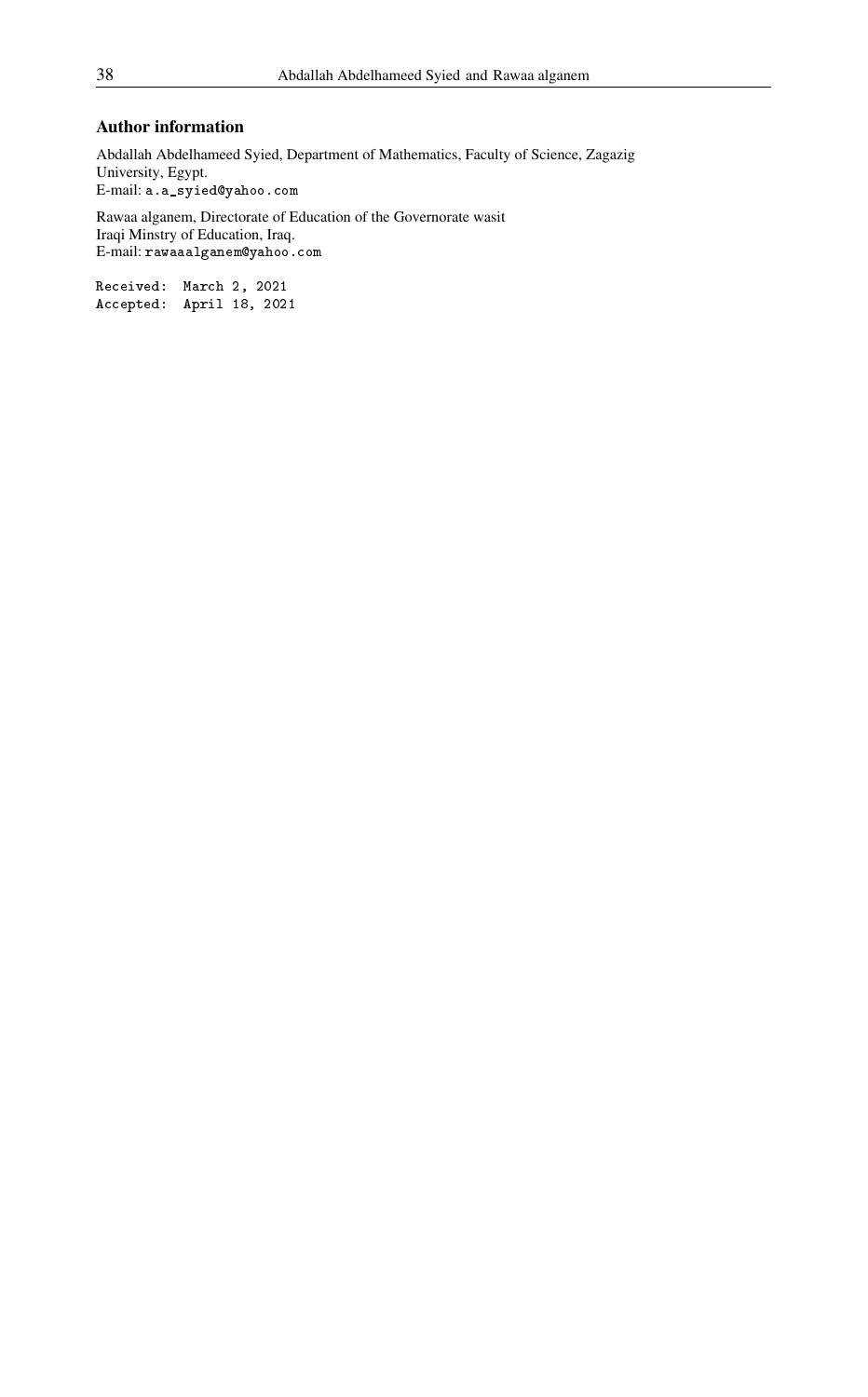## Author information

Abdallah Abdelhameed Syied, Department of Mathematics, Faculty of Science, Zagazig University, Egypt.
E-mail: a.a_syied@yahoo.com

Rawaa alganem, Directorate of Education of the Governorate wasit
Iraqi Minstry of Education, Iraq.
E-mail: rawaaalganem@yahoo.com

Received: March 2, 2021
Accepted: April 18, 2021